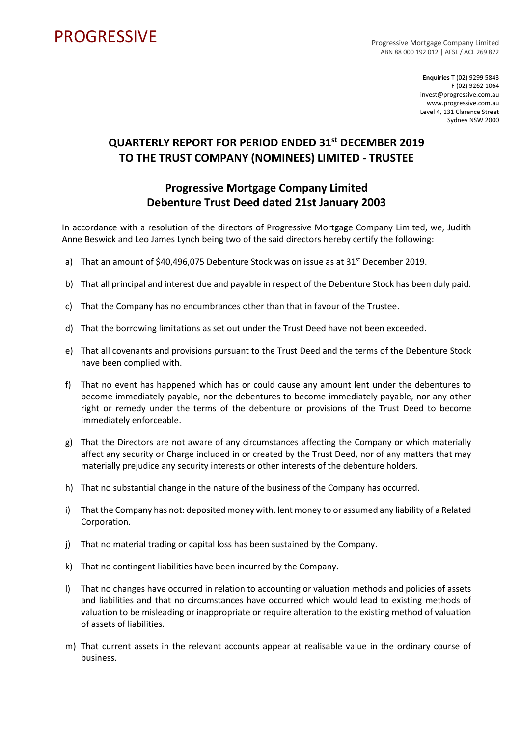PROGRESSIVE

Progressive Mortgage Company Limited
ABN 88 000 192 012 | AFSL / ACL 269 822

**Enquiries** T (02) 9299 5843
F (02) 9262 1064
invest@progressive.com.au
www.progressive.com.au
Level 4, 131 Clarence Street
Sydney NSW 2000

# QUARTERLY REPORT FOR PERIOD ENDED 31st DECEMBER 2019 TO THE TRUST COMPANY (NOMINEES) LIMITED - TRUSTEE

## Progressive Mortgage Company Limited Debenture Trust Deed dated 21st January 2003

In accordance with a resolution of the directors of Progressive Mortgage Company Limited, we, Judith Anne Beswick and Leo James Lynch being two of the said directors hereby certify the following:

a) That an amount of $40,496,075 Debenture Stock was on issue as at 31st December 2019.

b) That all principal and interest due and payable in respect of the Debenture Stock has been duly paid.

c) That the Company has no encumbrances other than that in favour of the Trustee.

d) That the borrowing limitations as set out under the Trust Deed have not been exceeded.

e) That all covenants and provisions pursuant to the Trust Deed and the terms of the Debenture Stock have been complied with.

f) That no event has happened which has or could cause any amount lent under the debentures to become immediately payable, nor the debentures to become immediately payable, nor any other right or remedy under the terms of the debenture or provisions of the Trust Deed to become immediately enforceable.

g) That the Directors are not aware of any circumstances affecting the Company or which materially affect any security or Charge included in or created by the Trust Deed, nor of any matters that may materially prejudice any security interests or other interests of the debenture holders.

h) That no substantial change in the nature of the business of the Company has occurred.

i) That the Company has not: deposited money with, lent money to or assumed any liability of a Related Corporation.

j) That no material trading or capital loss has been sustained by the Company.

k) That no contingent liabilities have been incurred by the Company.

l) That no changes have occurred in relation to accounting or valuation methods and policies of assets and liabilities and that no circumstances have occurred which would lead to existing methods of valuation to be misleading or inappropriate or require alteration to the existing method of valuation of assets of liabilities.

m) That current assets in the relevant accounts appear at realisable value in the ordinary course of business.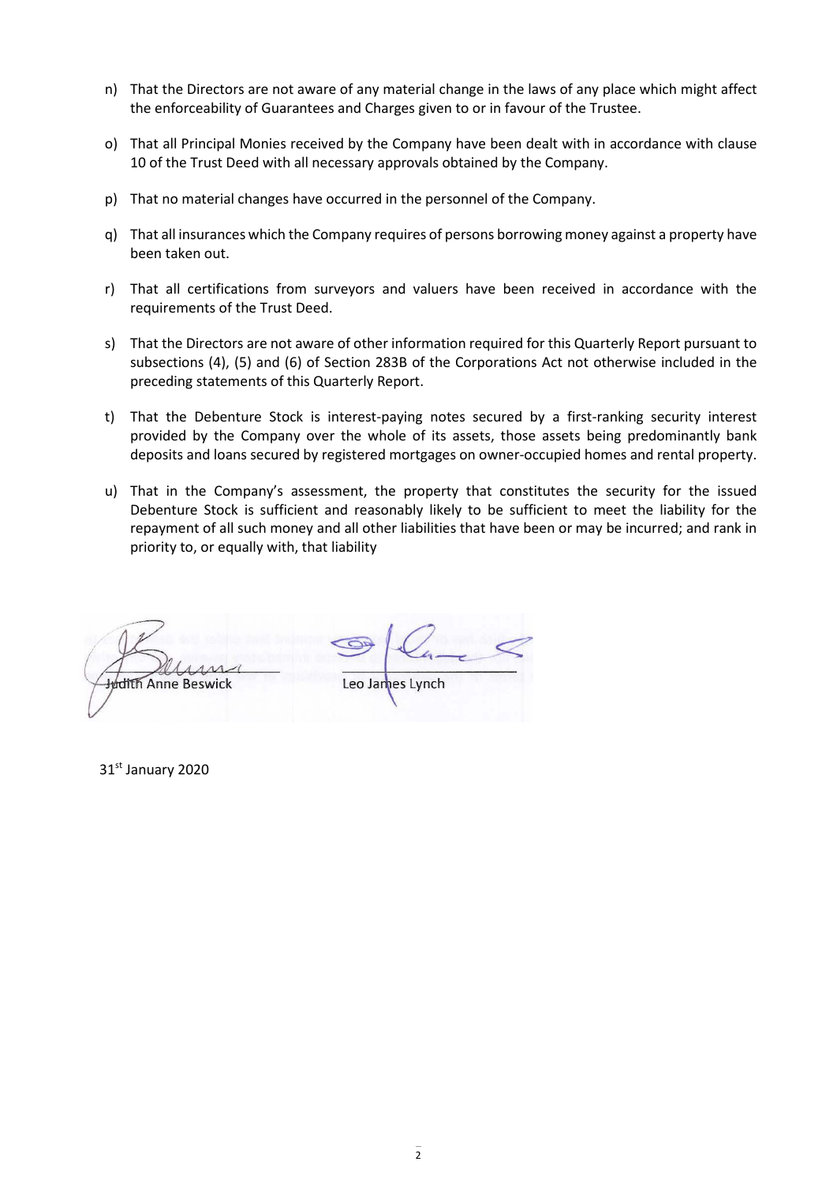n) That the Directors are not aware of any material change in the laws of any place which might affect the enforceability of Guarantees and Charges given to or in favour of the Trustee.

o) That all Principal Monies received by the Company have been dealt with in accordance with clause 10 of the Trust Deed with all necessary approvals obtained by the Company.

p) That no material changes have occurred in the personnel of the Company.

q) That all insurances which the Company requires of persons borrowing money against a property have been taken out.

r) That all certifications from surveyors and valuers have been received in accordance with the requirements of the Trust Deed.

s) That the Directors are not aware of other information required for this Quarterly Report pursuant to subsections (4), (5) and (6) of Section 283B of the Corporations Act not otherwise included in the preceding statements of this Quarterly Report.

t) That the Debenture Stock is interest-paying notes secured by a first-ranking security interest provided by the Company over the whole of its assets, those assets being predominantly bank deposits and loans secured by registered mortgages on owner-occupied homes and rental property.

u) That in the Company's assessment, the property that constitutes the security for the issued Debenture Stock is sufficient and reasonably likely to be sufficient to meet the liability for the repayment of all such money and all other liabilities that have been or may be incurred; and rank in priority to, or equally with, that liability

Judith Anne Beswick

Leo James Lynch

31st January 2020